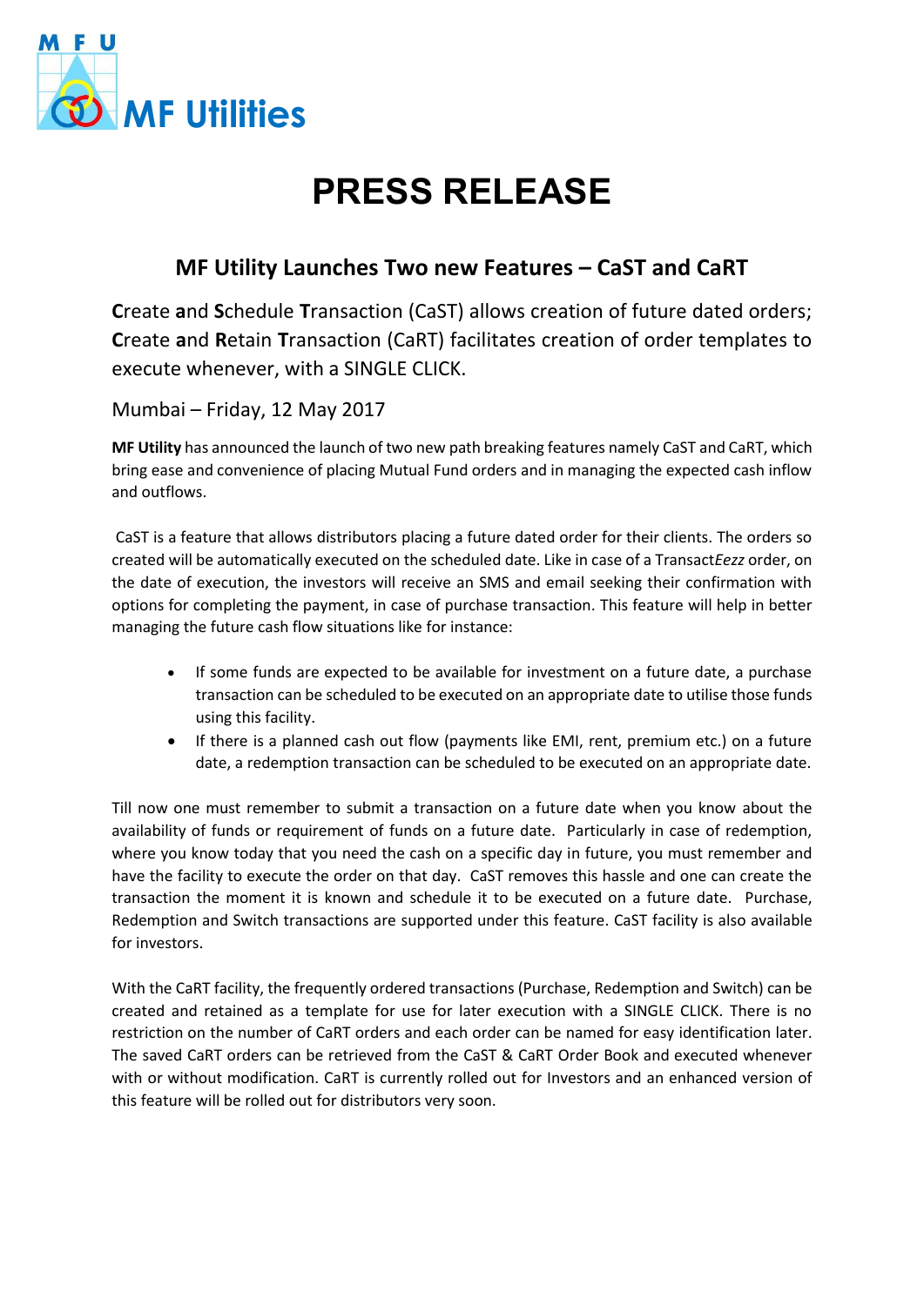MF Utilities

# PRESS RELEASE

## MF Utility Launches Two new Features – CaST and CaRT

**C**reate **a**nd **S**chedule **T**ransaction (CaST) allows creation of future dated orders; **C**reate **a**nd **R**etain **T**ransaction (CaRT) facilitates creation of order templates to execute whenever, with a SINGLE CLICK.

Mumbai – Friday, 12 May 2017

**MF Utility** has announced the launch of two new path breaking features namely CaST and CaRT, which bring ease and convenience of placing Mutual Fund orders and in managing the expected cash inflow and outflows.

CaST is a feature that allows distributors placing a future dated order for their clients. The orders so created will be automatically executed on the scheduled date. Like in case of a Transact*Eezz* order, on the date of execution, the investors will receive an SMS and email seeking their confirmation with options for completing the payment, in case of purchase transaction. This feature will help in better managing the future cash flow situations like for instance:

- If some funds are expected to be available for investment on a future date, a purchase transaction can be scheduled to be executed on an appropriate date to utilise those funds using this facility.
- If there is a planned cash out flow (payments like EMI, rent, premium etc.) on a future date, a redemption transaction can be scheduled to be executed on an appropriate date.

Till now one must remember to submit a transaction on a future date when you know about the availability of funds or requirement of funds on a future date. Particularly in case of redemption, where you know today that you need the cash on a specific day in future, you must remember and have the facility to execute the order on that day. CaST removes this hassle and one can create the transaction the moment it is known and schedule it to be executed on a future date. Purchase, Redemption and Switch transactions are supported under this feature. CaST facility is also available for investors.

With the CaRT facility, the frequently ordered transactions (Purchase, Redemption and Switch) can be created and retained as a template for use for later execution with a SINGLE CLICK. There is no restriction on the number of CaRT orders and each order can be named for easy identification later. The saved CaRT orders can be retrieved from the CaST & CaRT Order Book and executed whenever with or without modification. CaRT is currently rolled out for Investors and an enhanced version of this feature will be rolled out for distributors very soon.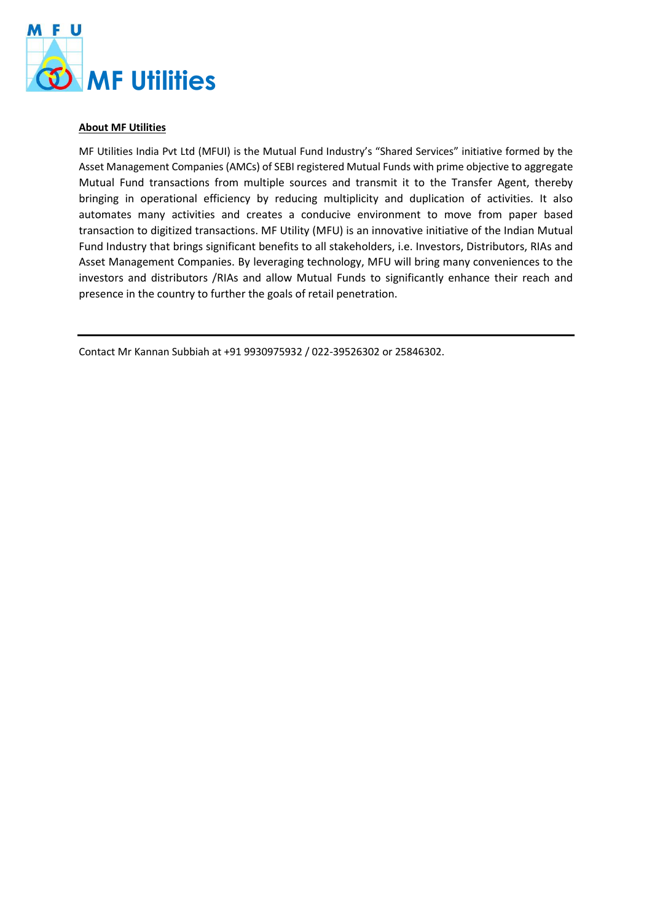**About MF Utilities**

MF Utilities India Pvt Ltd (MFUI) is the Mutual Fund Industry's "Shared Services" initiative formed by the Asset Management Companies (AMCs) of SEBI registered Mutual Funds with prime objective to aggregate Mutual Fund transactions from multiple sources and transmit it to the Transfer Agent, thereby bringing in operational efficiency by reducing multiplicity and duplication of activities. It also automates many activities and creates a conducive environment to move from paper based transaction to digitized transactions. MF Utility (MFU) is an innovative initiative of the Indian Mutual Fund Industry that brings significant benefits to all stakeholders, i.e. Investors, Distributors, RIAs and Asset Management Companies. By leveraging technology, MFU will bring many conveniences to the investors and distributors /RIAs and allow Mutual Funds to significantly enhance their reach and presence in the country to further the goals of retail penetration.

---

Contact Mr Kannan Subbiah at +91 9930975932 / 022-39526302 or 25846302.